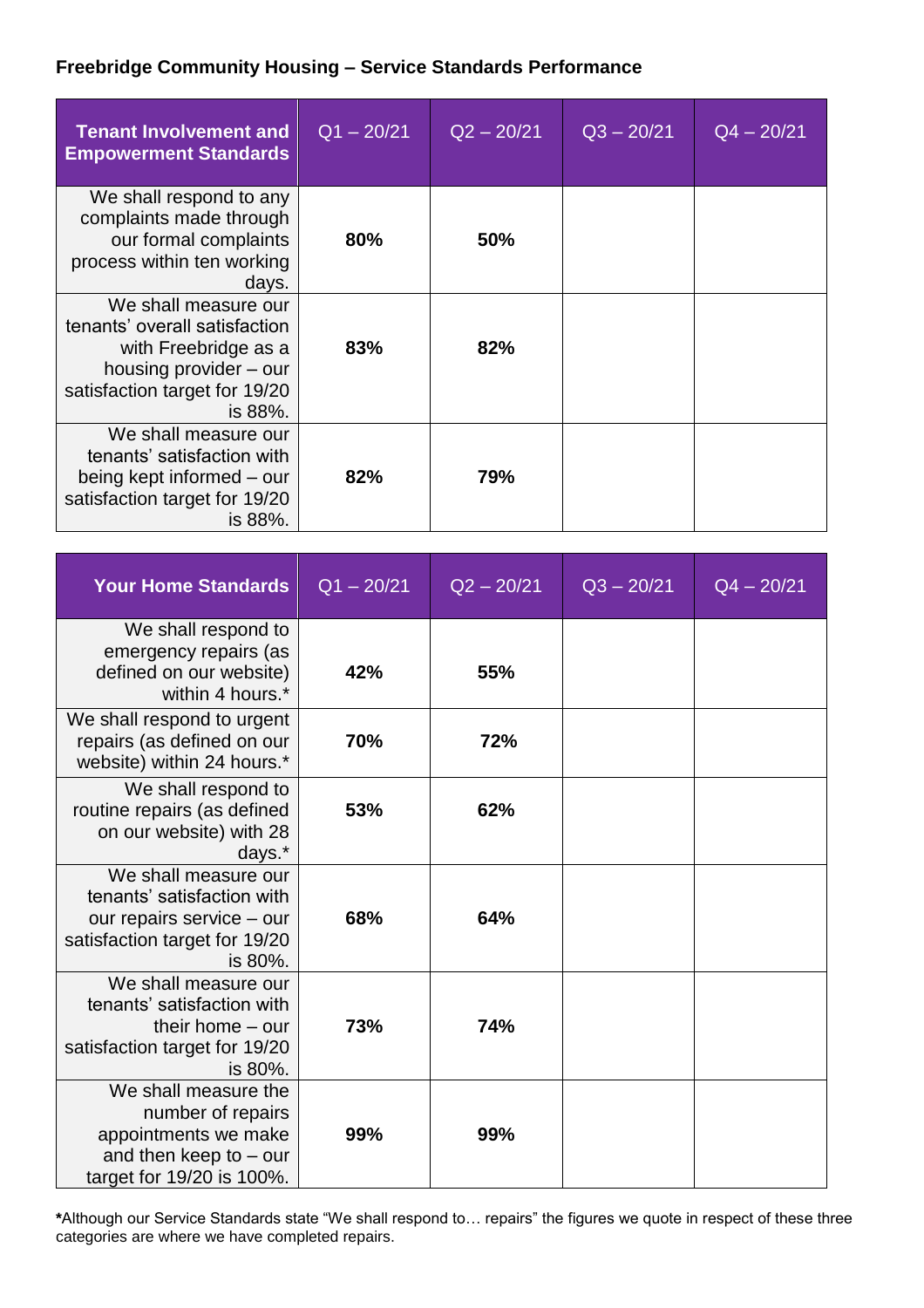## Freebridge Community Housing – Service Standards Performance

| **Tenant Involvement and Empowerment Standards** | Q1 – 20/21 | Q2 – 20/21 | Q3 – 20/21 | Q4 – 20/21 |
|---|---|---|---|---|
| We shall respond to any complaints made through our formal complaints process within ten working days. | **80%** | **50%** | | |
| We shall measure our tenants' overall satisfaction with Freebridge as a housing provider – our satisfaction target for 19/20 is 88%. | **83%** | **82%** | | |
| We shall measure our tenants' satisfaction with being kept informed – our satisfaction target for 19/20 is 88%. | **82%** | **79%** | | |

| **Your Home Standards** | Q1 – 20/21 | Q2 – 20/21 | Q3 – 20/21 | Q4 – 20/21 |
|---|---|---|---|---|
| We shall respond to emergency repairs (as defined on our website) within 4 hours.* | **42%** | **55%** | | |
| We shall respond to urgent repairs (as defined on our website) within 24 hours.* | **70%** | **72%** | | |
| We shall respond to routine repairs (as defined on our website) with 28 days.* | **53%** | **62%** | | |
| We shall measure our tenants' satisfaction with our repairs service – our satisfaction target for 19/20 is 80%. | **68%** | **64%** | | |
| We shall measure our tenants' satisfaction with their home – our satisfaction target for 19/20 is 80%. | **73%** | **74%** | | |
| We shall measure the number of repairs appointments we make and then keep to – our target for 19/20 is 100%. | **99%** | **99%** | | |

**\***Although our Service Standards state "We shall respond to… repairs" the figures we quote in respect of these three categories are where we have completed repairs.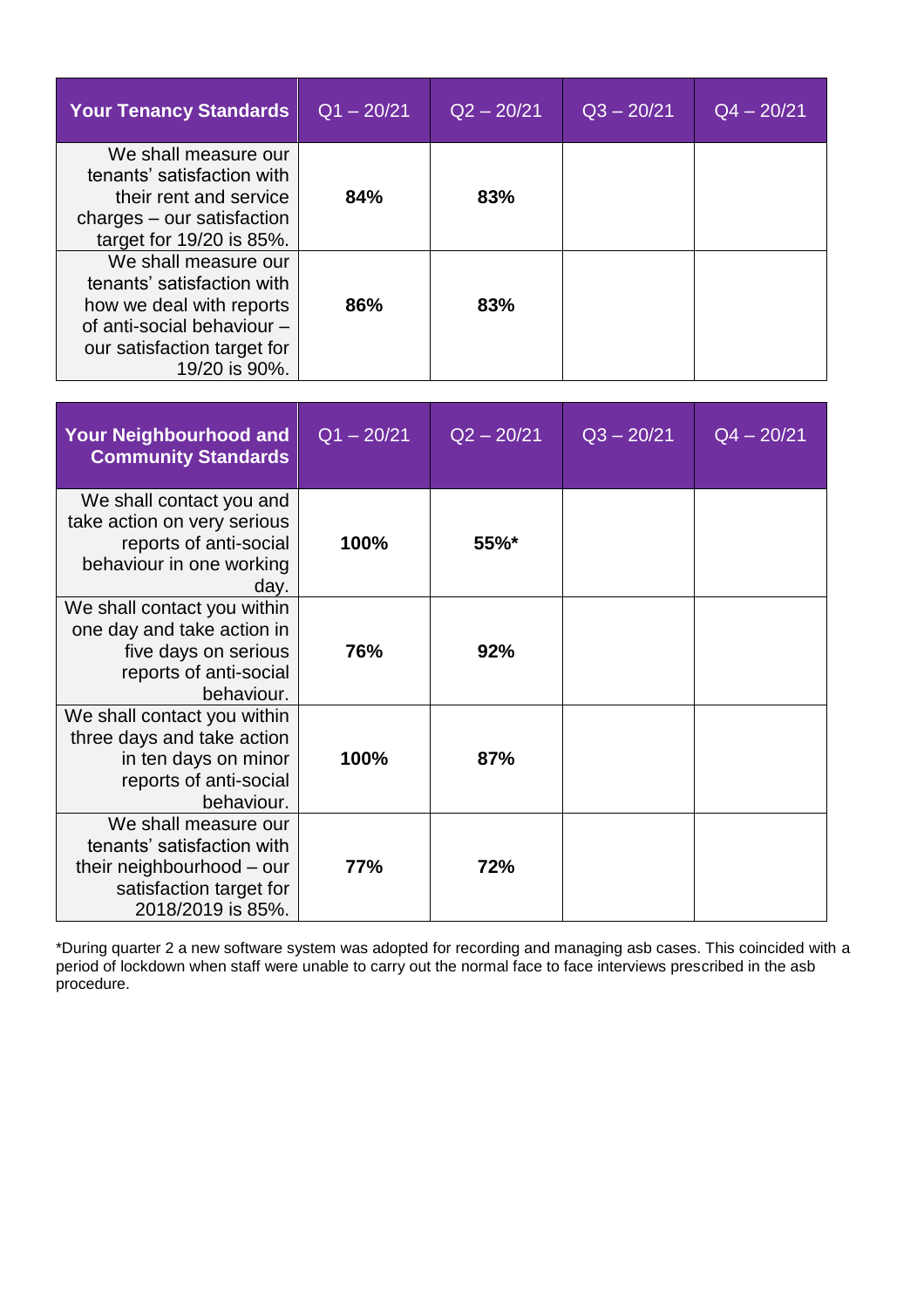| Your Tenancy Standards | Q1 – 20/21 | Q2 – 20/21 | Q3 – 20/21 | Q4 – 20/21 |
|---|---|---|---|---|
| We shall measure our tenants' satisfaction with their rent and service charges – our satisfaction target for 19/20 is 85%. | **84%** | **83%** | | |
| We shall measure our tenants' satisfaction with how we deal with reports of anti-social behaviour – our satisfaction target for 19/20 is 90%. | **86%** | **83%** | | |

| Your Neighbourhood and Community Standards | Q1 – 20/21 | Q2 – 20/21 | Q3 – 20/21 | Q4 – 20/21 |
|---|---|---|---|---|
| We shall contact you and take action on very serious reports of anti-social behaviour in one working day. | **100%** | **55%*** | | |
| We shall contact you within one day and take action in five days on serious reports of anti-social behaviour. | **76%** | **92%** | | |
| We shall contact you within three days and take action in ten days on minor reports of anti-social behaviour. | **100%** | **87%** | | |
| We shall measure our tenants' satisfaction with their neighbourhood – our satisfaction target for 2018/2019 is 85%. | **77%** | **72%** | | |

*During quarter 2 a new software system was adopted for recording and managing asb cases. This coincided with a period of lockdown when staff were unable to carry out the normal face to face interviews prescribed in the asb procedure.